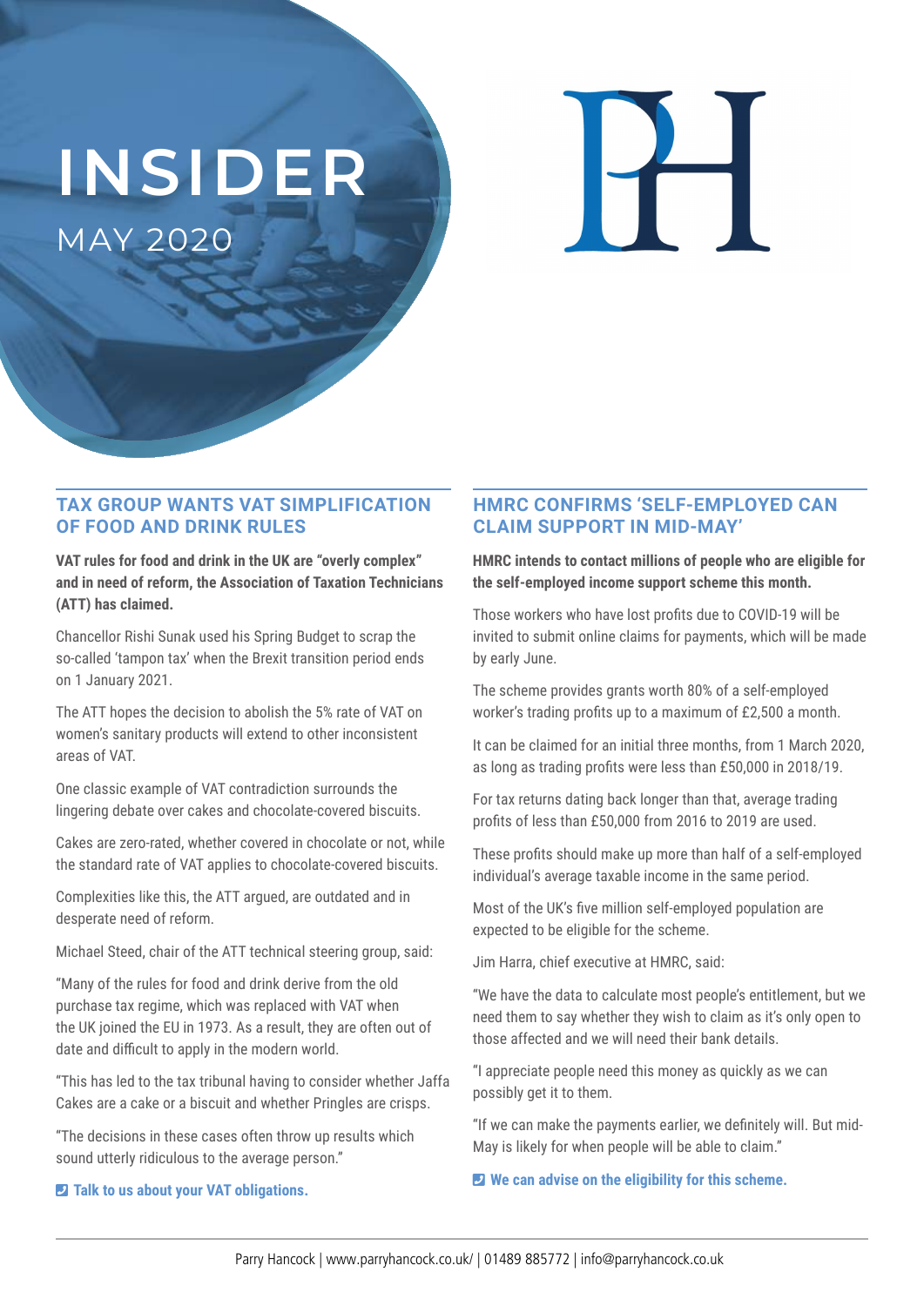# INSIDER

MAY 2020

## TAX GROUP WANTS VAT SIMPLIFICATION OF FOOD AND DRINK RULES

**VAT rules for food and drink in the UK are "overly complex" and in need of reform, the Association of Taxation Technicians (ATT) has claimed.**

Chancellor Rishi Sunak used his Spring Budget to scrap the so-called 'tampon tax' when the Brexit transition period ends on 1 January 2021.

The ATT hopes the decision to abolish the 5% rate of VAT on women's sanitary products will extend to other inconsistent areas of VAT.

One classic example of VAT contradiction surrounds the lingering debate over cakes and chocolate-covered biscuits.

Cakes are zero-rated, whether covered in chocolate or not, while the standard rate of VAT applies to chocolate-covered biscuits.

Complexities like this, the ATT argued, are outdated and in desperate need of reform.

Michael Steed, chair of the ATT technical steering group, said:

"Many of the rules for food and drink derive from the old purchase tax regime, which was replaced with VAT when the UK joined the EU in 1973. As a result, they are often out of date and difficult to apply in the modern world.

"This has led to the tax tribunal having to consider whether Jaffa Cakes are a cake or a biscuit and whether Pringles are crisps.

"The decisions in these cases often throw up results which sound utterly ridiculous to the average person."

**Talk to us about your VAT obligations.**

## HMRC CONFIRMS 'SELF-EMPLOYED CAN CLAIM SUPPORT IN MID-MAY'

**HMRC intends to contact millions of people who are eligible for the self-employed income support scheme this month.**

Those workers who have lost profits due to COVID-19 will be invited to submit online claims for payments, which will be made by early June.

The scheme provides grants worth 80% of a self-employed worker's trading profits up to a maximum of £2,500 a month.

It can be claimed for an initial three months, from 1 March 2020, as long as trading profits were less than £50,000 in 2018/19.

For tax returns dating back longer than that, average trading profits of less than £50,000 from 2016 to 2019 are used.

These profits should make up more than half of a self-employed individual's average taxable income in the same period.

Most of the UK's five million self-employed population are expected to be eligible for the scheme.

Jim Harra, chief executive at HMRC, said:

"We have the data to calculate most people's entitlement, but we need them to say whether they wish to claim as it's only open to those affected and we will need their bank details.

"I appreciate people need this money as quickly as we can possibly get it to them.

"If we can make the payments earlier, we definitely will. But mid-May is likely for when people will be able to claim."

**We can advise on the eligibility for this scheme.**

Parry Hancock | www.parryhancock.co.uk/ | 01489 885772 | info@parryhancock.co.uk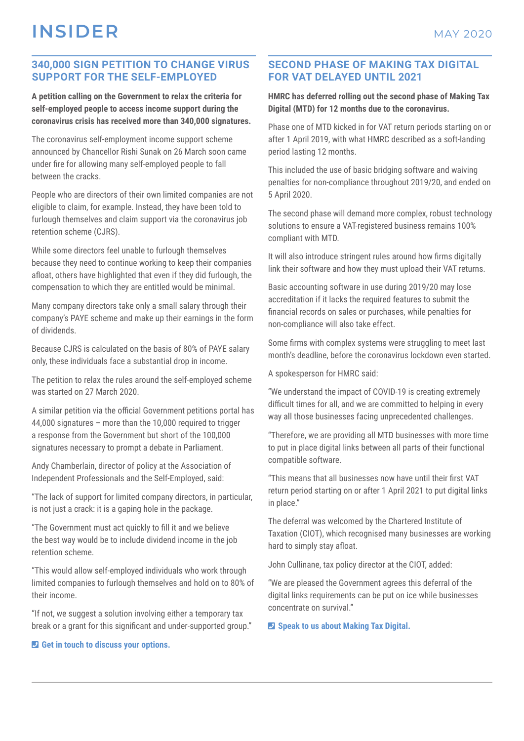## 340,000 SIGN PETITION TO CHANGE VIRUS SUPPORT FOR THE SELF-EMPLOYED

**A petition calling on the Government to relax the criteria for self-employed people to access income support during the coronavirus crisis has received more than 340,000 signatures.**

The coronavirus self-employment income support scheme announced by Chancellor Rishi Sunak on 26 March soon came under fire for allowing many self-employed people to fall between the cracks.

People who are directors of their own limited companies are not eligible to claim, for example. Instead, they have been told to furlough themselves and claim support via the coronavirus job retention scheme (CJRS).

While some directors feel unable to furlough themselves because they need to continue working to keep their companies afloat, others have highlighted that even if they did furlough, the compensation to which they are entitled would be minimal.

Many company directors take only a small salary through their company's PAYE scheme and make up their earnings in the form of dividends.

Because CJRS is calculated on the basis of 80% of PAYE salary only, these individuals face a substantial drop in income.

The petition to relax the rules around the self-employed scheme was started on 27 March 2020.

A similar petition via the official Government petitions portal has 44,000 signatures – more than the 10,000 required to trigger a response from the Government but short of the 100,000 signatures necessary to prompt a debate in Parliament.

Andy Chamberlain, director of policy at the Association of Independent Professionals and the Self-Employed, said:

"The lack of support for limited company directors, in particular, is not just a crack: it is a gaping hole in the package.

"The Government must act quickly to fill it and we believe the best way would be to include dividend income in the job retention scheme.

"This would allow self-employed individuals who work through limited companies to furlough themselves and hold on to 80% of their income.

"If not, we suggest a solution involving either a temporary tax break or a grant for this significant and under-supported group."

**Get in touch to discuss your options.**

## SECOND PHASE OF MAKING TAX DIGITAL FOR VAT DELAYED UNTIL 2021

**HMRC has deferred rolling out the second phase of Making Tax Digital (MTD) for 12 months due to the coronavirus.**

Phase one of MTD kicked in for VAT return periods starting on or after 1 April 2019, with what HMRC described as a soft-landing period lasting 12 months.

This included the use of basic bridging software and waiving penalties for non-compliance throughout 2019/20, and ended on 5 April 2020.

The second phase will demand more complex, robust technology solutions to ensure a VAT-registered business remains 100% compliant with MTD.

It will also introduce stringent rules around how firms digitally link their software and how they must upload their VAT returns.

Basic accounting software in use during 2019/20 may lose accreditation if it lacks the required features to submit the financial records on sales or purchases, while penalties for non-compliance will also take effect.

Some firms with complex systems were struggling to meet last month's deadline, before the coronavirus lockdown even started.

A spokesperson for HMRC said:

"We understand the impact of COVID-19 is creating extremely difficult times for all, and we are committed to helping in every way all those businesses facing unprecedented challenges.

"Therefore, we are providing all MTD businesses with more time to put in place digital links between all parts of their functional compatible software.

"This means that all businesses now have until their first VAT return period starting on or after 1 April 2021 to put digital links in place."

The deferral was welcomed by the Chartered Institute of Taxation (CIOT), which recognised many businesses are working hard to simply stay afloat.

John Cullinane, tax policy director at the CIOT, added:

"We are pleased the Government agrees this deferral of the digital links requirements can be put on ice while businesses concentrate on survival."

**Speak to us about Making Tax Digital.**